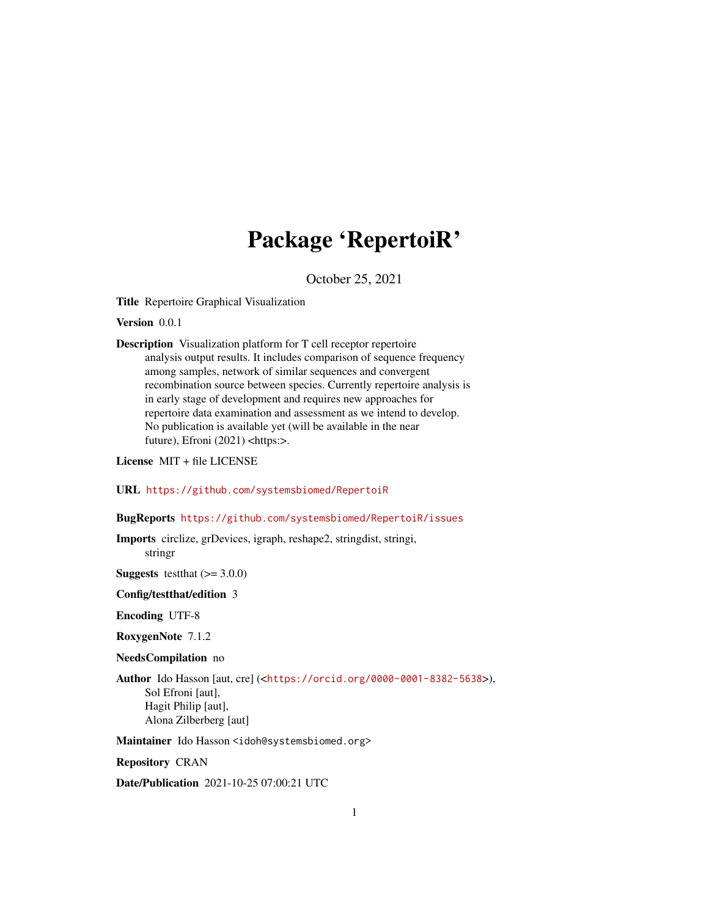# Package 'RepertoiR'

October 25, 2021

**Title** Repertoire Graphical Visualization

**Version** 0.0.1

**Description** Visualization platform for T cell receptor repertoire analysis output results. It includes comparison of sequence frequency among samples, network of similar sequences and convergent recombination source between species. Currently repertoire analysis is in early stage of development and requires new approaches for repertoire data examination and assessment as we intend to develop. No publication is available yet (will be available in the near future), Efroni (2021) <https:>.

**License** MIT + file LICENSE

**URL** https://github.com/systemsbiomed/RepertoiR

**BugReports** https://github.com/systemsbiomed/RepertoiR/issues

**Imports** circlize, grDevices, igraph, reshape2, stringdist, stringi, stringr

**Suggests** testthat (>= 3.0.0)

**Config/testthat/edition** 3

**Encoding** UTF-8

**RoxygenNote** 7.1.2

**NeedsCompilation** no

**Author** Ido Hasson [aut, cre] (<https://orcid.org/0000-0001-8382-5638>), Sol Efroni [aut], Hagit Philip [aut], Alona Zilberberg [aut]

**Maintainer** Ido Hasson <idoh@systemsbiomed.org>

**Repository** CRAN

**Date/Publication** 2021-10-25 07:00:21 UTC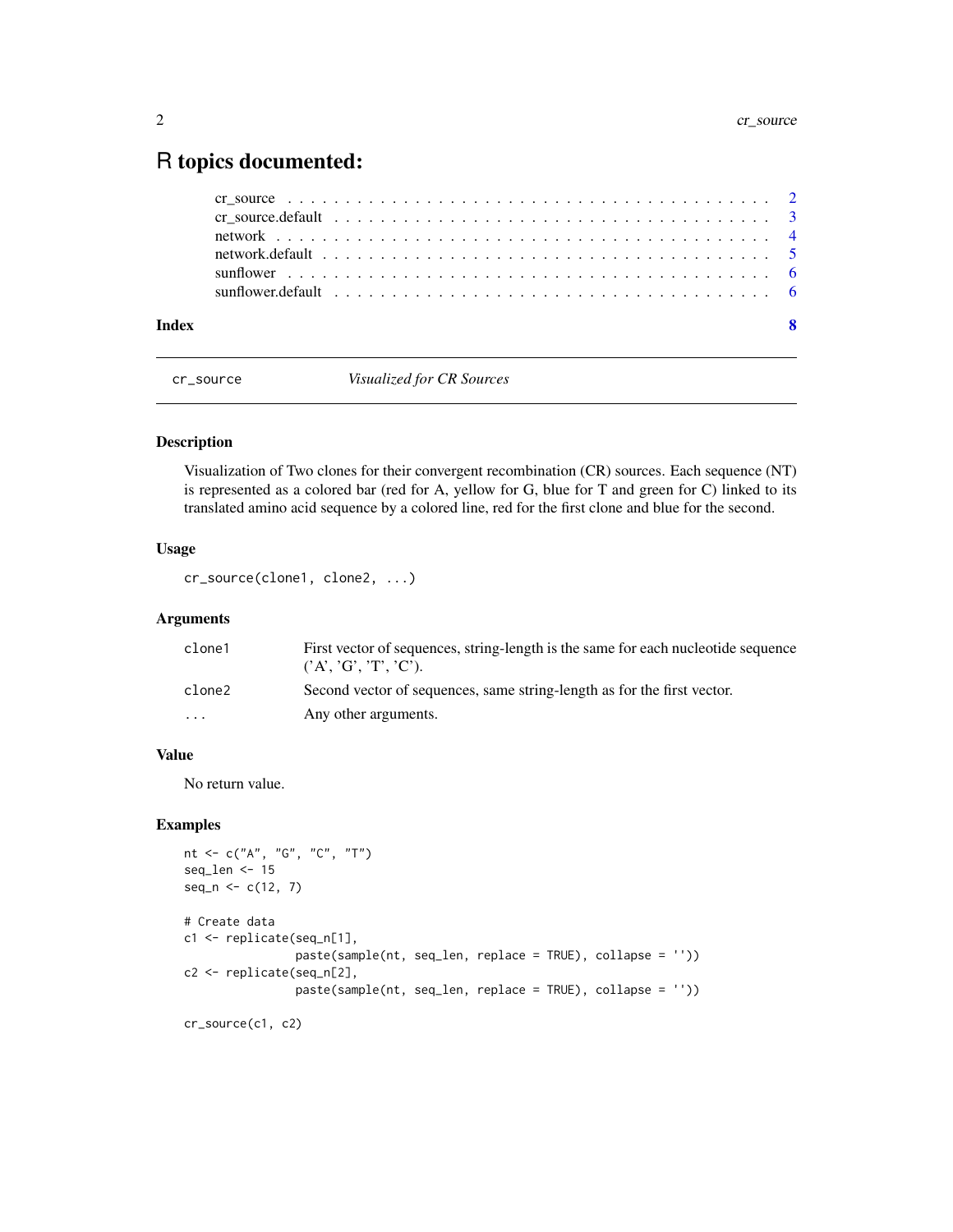# R topics documented:

- cr_source . . . . . . . . . . . . . . . . . . . . . . . . . . . . . . . . . . . . . . . . 2
- cr_source.default . . . . . . . . . . . . . . . . . . . . . . . . . . . . . . . . . . . . 3
- network . . . . . . . . . . . . . . . . . . . . . . . . . . . . . . . . . . . . . . . . . 4
- network.default . . . . . . . . . . . . . . . . . . . . . . . . . . . . . . . . . . . . . 5
- sunflower . . . . . . . . . . . . . . . . . . . . . . . . . . . . . . . . . . . . . . . . 6
- sunflower.default . . . . . . . . . . . . . . . . . . . . . . . . . . . . . . . . . . . . 6

**Index** 8

---

## cr_source — *Visualized for CR Sources*

---

### Description

Visualization of Two clones for their convergent recombination (CR) sources. Each sequence (NT) is represented as a colored bar (red for A, yellow for G, blue for T and green for C) linked to its translated amino acid sequence by a colored line, red for the first clone and blue for the second.

### Usage

```
cr_source(clone1, clone2, ...)
```

### Arguments

| | |
|---|---|
| `clone1` | First vector of sequences, string-length is the same for each nucleotide sequence ('A', 'G', 'T', 'C'). |
| `clone2` | Second vector of sequences, same string-length as for the first vector. |
| `...` | Any other arguments. |

### Value

No return value.

### Examples

```
nt <- c("A", "G", "C", "T")
seq_len <- 15
seq_n <- c(12, 7)

# Create data
c1 <- replicate(seq_n[1],
                paste(sample(nt, seq_len, replace = TRUE), collapse = ''))
c2 <- replicate(seq_n[2],
                paste(sample(nt, seq_len, replace = TRUE), collapse = ''))

cr_source(c1, c2)
```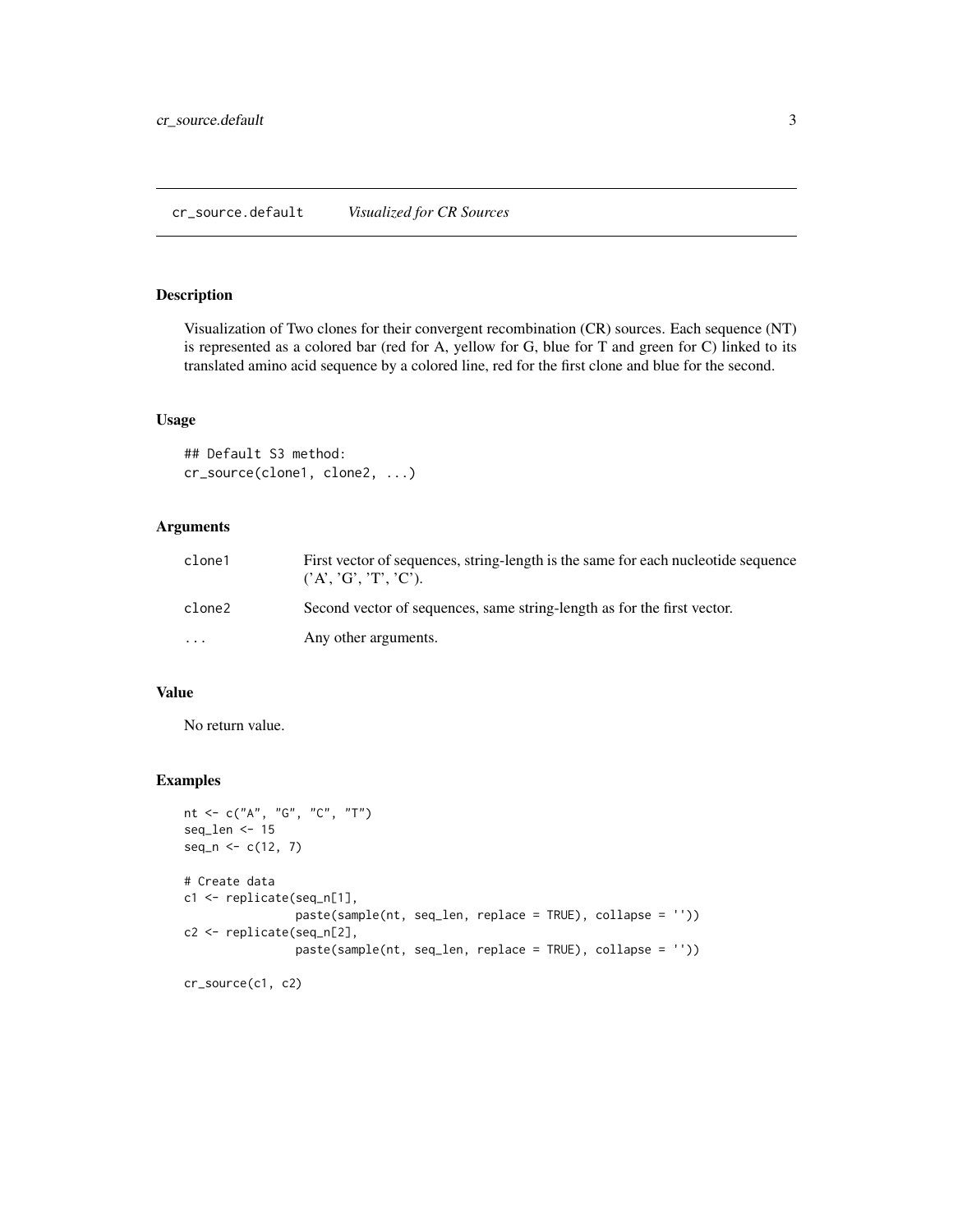# cr_source.default — *Visualized for CR Sources*

## Description

Visualization of Two clones for their convergent recombination (CR) sources. Each sequence (NT) is represented as a colored bar (red for A, yellow for G, blue for T and green for C) linked to its translated amino acid sequence by a colored line, red for the first clone and blue for the second.

## Usage

```
## Default S3 method:
cr_source(clone1, clone2, ...)
```

## Arguments

| | |
|---|---|
| clone1 | First vector of sequences, string-length is the same for each nucleotide sequence ('A', 'G', 'T', 'C'). |
| clone2 | Second vector of sequences, same string-length as for the first vector. |
| ... | Any other arguments. |

## Value

No return value.

## Examples

```
nt <- c("A", "G", "C", "T")
seq_len <- 15
seq_n <- c(12, 7)

# Create data
c1 <- replicate(seq_n[1],
                paste(sample(nt, seq_len, replace = TRUE), collapse = ''))
c2 <- replicate(seq_n[2],
                paste(sample(nt, seq_len, replace = TRUE), collapse = ''))

cr_source(c1, c2)
```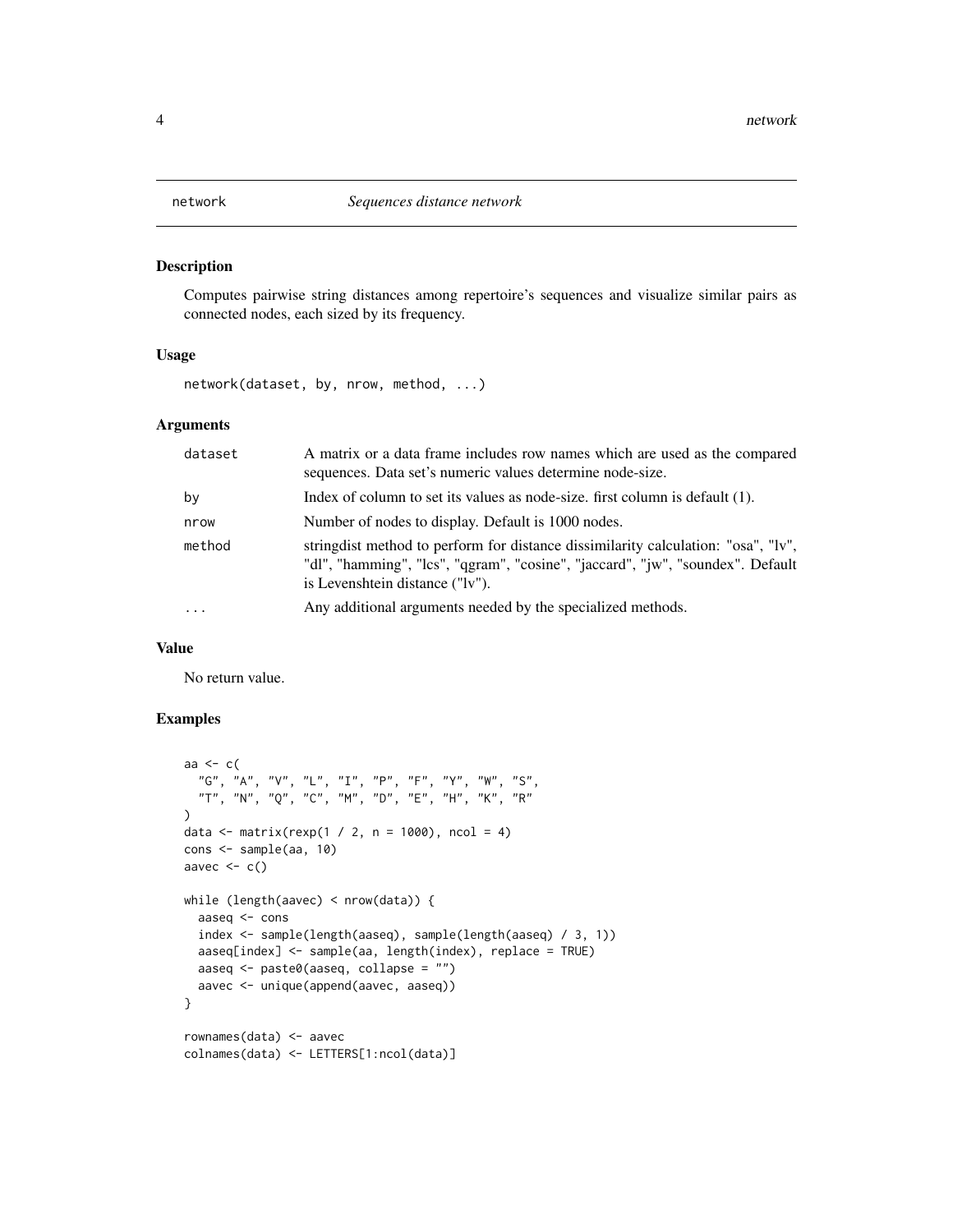# network — *Sequences distance network*

## Description

Computes pairwise string distances among repertoire's sequences and visualize similar pairs as connected nodes, each sized by its frequency.

## Usage

```
network(dataset, by, nrow, method, ...)
```

## Arguments

| Argument | Description |
| --- | --- |
| dataset | A matrix or a data frame includes row names which are used as the compared sequences. Data set's numeric values determine node-size. |
| by | Index of column to set its values as node-size. first column is default (1). |
| nrow | Number of nodes to display. Default is 1000 nodes. |
| method | stringdist method to perform for distance dissimilarity calculation: "osa", "lv", "dl", "hamming", "lcs", "qgram", "cosine", "jaccard", "jw", "soundex". Default is Levenshtein distance ("lv"). |
| ... | Any additional arguments needed by the specialized methods. |

## Value

No return value.

## Examples

```
aa <- c(
  "G", "A", "V", "L", "I", "P", "F", "Y", "W", "S",
  "T", "N", "Q", "C", "M", "D", "E", "H", "K", "R"
)
data <- matrix(rexp(1 / 2, n = 1000), ncol = 4)
cons <- sample(aa, 10)
aavec <- c()

while (length(aavec) < nrow(data)) {
  aaseq <- cons
  index <- sample(length(aaseq), sample(length(aaseq) / 3, 1))
  aaseq[index] <- sample(aa, length(index), replace = TRUE)
  aaseq <- paste0(aaseq, collapse = "")
  aavec <- unique(append(aavec, aaseq))
}

rownames(data) <- aavec
colnames(data) <- LETTERS[1:ncol(data)]
```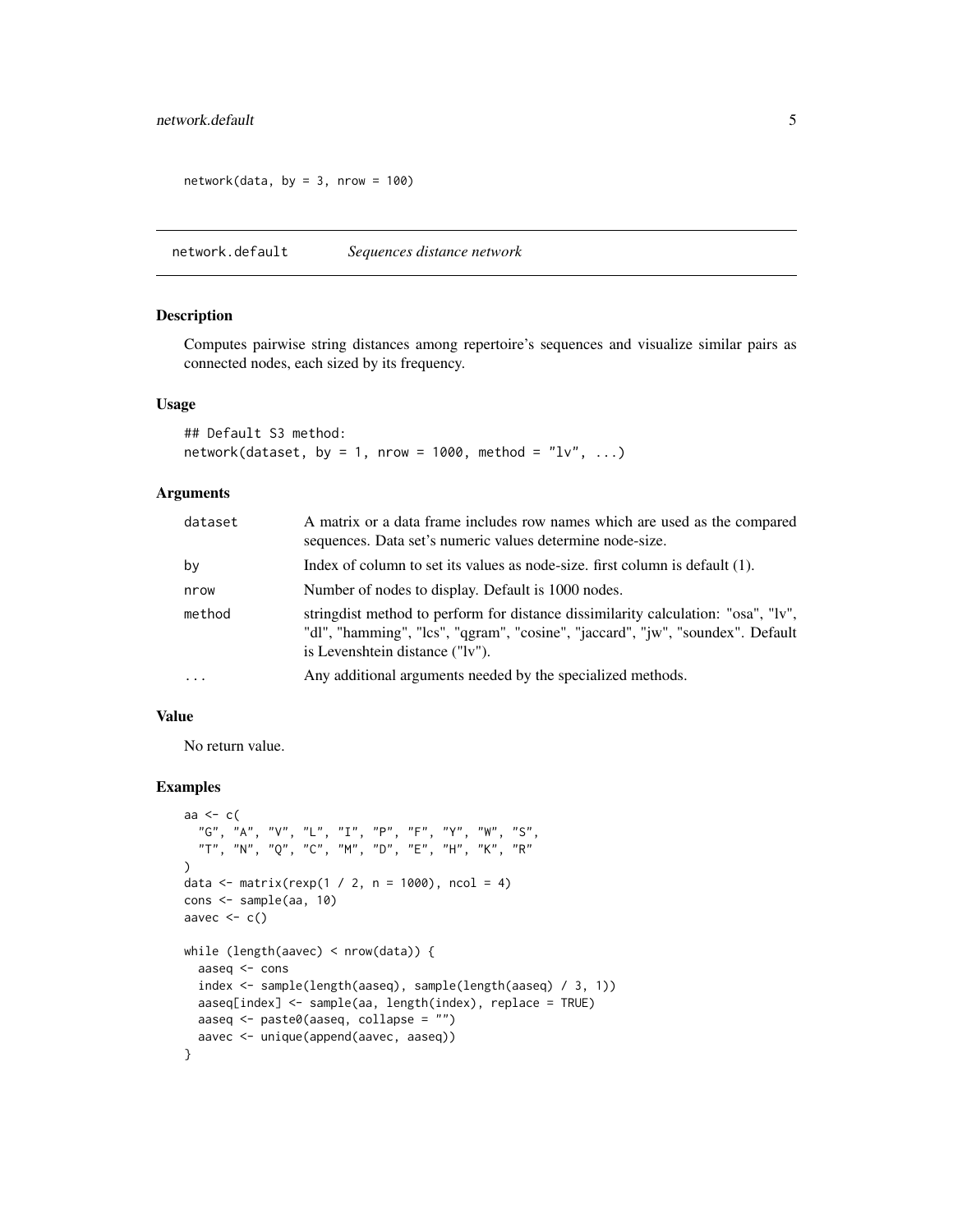```
network(data, by = 3, nrow = 100)
```

## network.default — *Sequences distance network*

### Description

Computes pairwise string distances among repertoire's sequences and visualize similar pairs as connected nodes, each sized by its frequency.

### Usage

```
## Default S3 method:
network(dataset, by = 1, nrow = 1000, method = "lv", ...)
```

### Arguments

| | |
|---|---|
| `dataset` | A matrix or a data frame includes row names which are used as the compared sequences. Data set's numeric values determine node-size. |
| `by` | Index of column to set its values as node-size. first column is default (1). |
| `nrow` | Number of nodes to display. Default is 1000 nodes. |
| `method` | stringdist method to perform for distance dissimilarity calculation: "osa", "lv", "dl", "hamming", "lcs", "qgram", "cosine", "jaccard", "jw", "soundex". Default is Levenshtein distance ("lv"). |
| `...` | Any additional arguments needed by the specialized methods. |

### Value

No return value.

### Examples

```
aa <- c(
  "G", "A", "V", "L", "I", "P", "F", "Y", "W", "S",
  "T", "N", "Q", "C", "M", "D", "E", "H", "K", "R"
)
data <- matrix(rexp(1 / 2, n = 1000), ncol = 4)
cons <- sample(aa, 10)
aavec <- c()

while (length(aavec) < nrow(data)) {
  aaseq <- cons
  index <- sample(length(aaseq), sample(length(aaseq) / 3, 1))
  aaseq[index] <- sample(aa, length(index), replace = TRUE)
  aaseq <- paste0(aaseq, collapse = "")
  aavec <- unique(append(aavec, aaseq))
}
```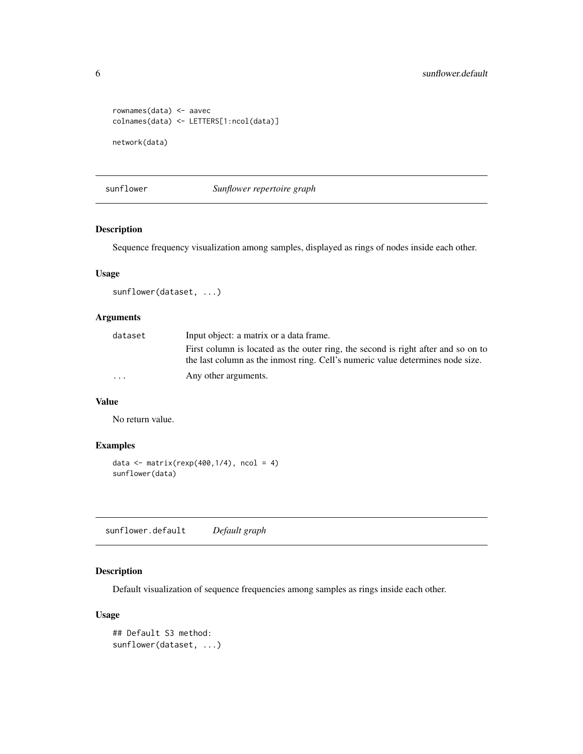```
rownames(data) <- aavec
colnames(data) <- LETTERS[1:ncol(data)]

network(data)
```

## sunflower *Sunflower repertoire graph*

### Description

Sequence frequency visualization among samples, displayed as rings of nodes inside each other.

### Usage

```
sunflower(dataset, ...)
```

### Arguments

| | |
|---|---|
| dataset | Input object: a matrix or a data frame. First column is located as the outer ring, the second is right after and so on to the last column as the inmost ring. Cell's numeric value determines node size. |
| ... | Any other arguments. |

### Value

No return value.

### Examples

```
data <- matrix(rexp(400,1/4), ncol = 4)
sunflower(data)
```

## sunflower.default *Default graph*

### Description

Default visualization of sequence frequencies among samples as rings inside each other.

### Usage

```
## Default S3 method:
sunflower(dataset, ...)
```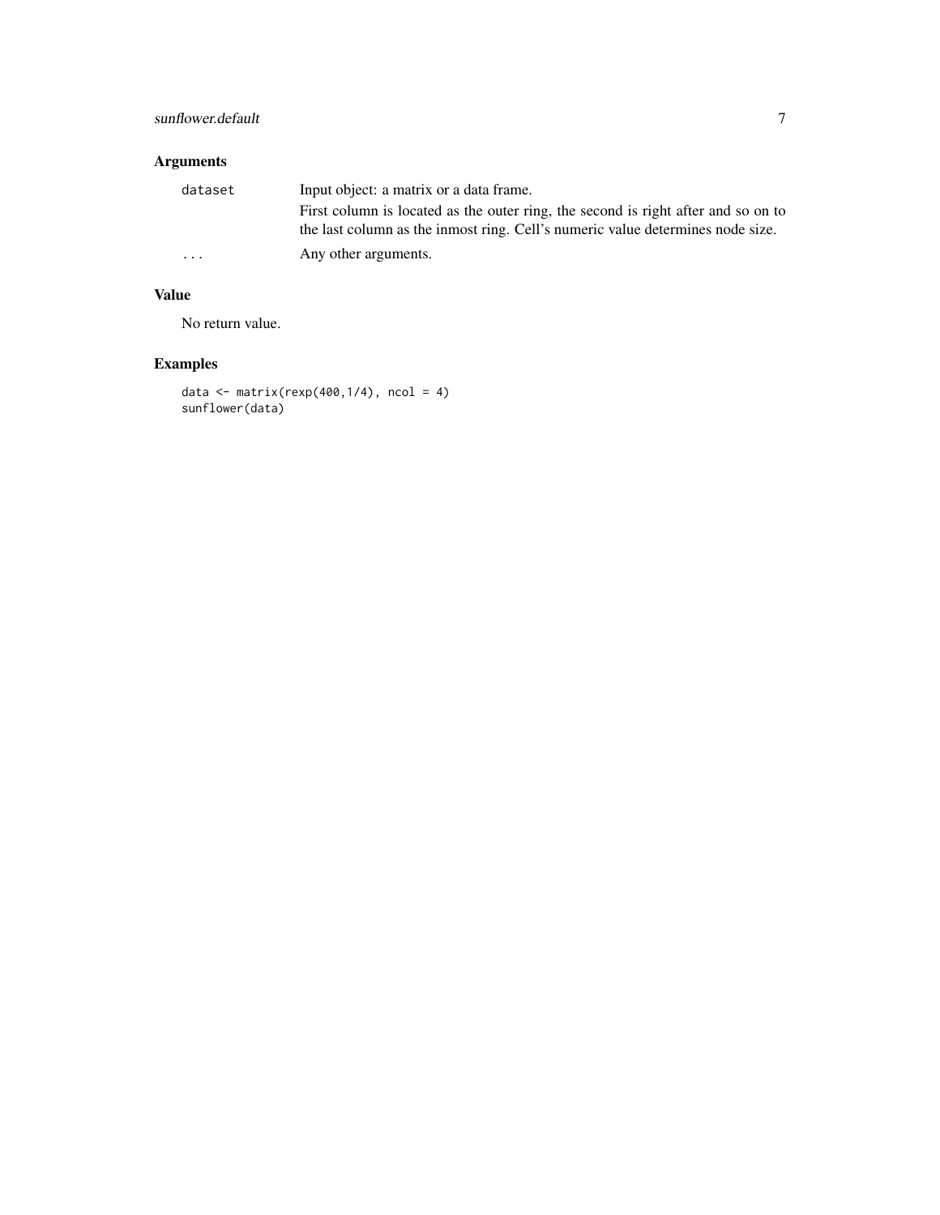## Arguments

| | |
|---|---|
| `dataset` | Input object: a matrix or a data frame. First column is located as the outer ring, the second is right after and so on to the last column as the inmost ring. Cell's numeric value determines node size. |
| `...` | Any other arguments. |

## Value

No return value.

## Examples

```
data <- matrix(rexp(400,1/4), ncol = 4)
sunflower(data)
```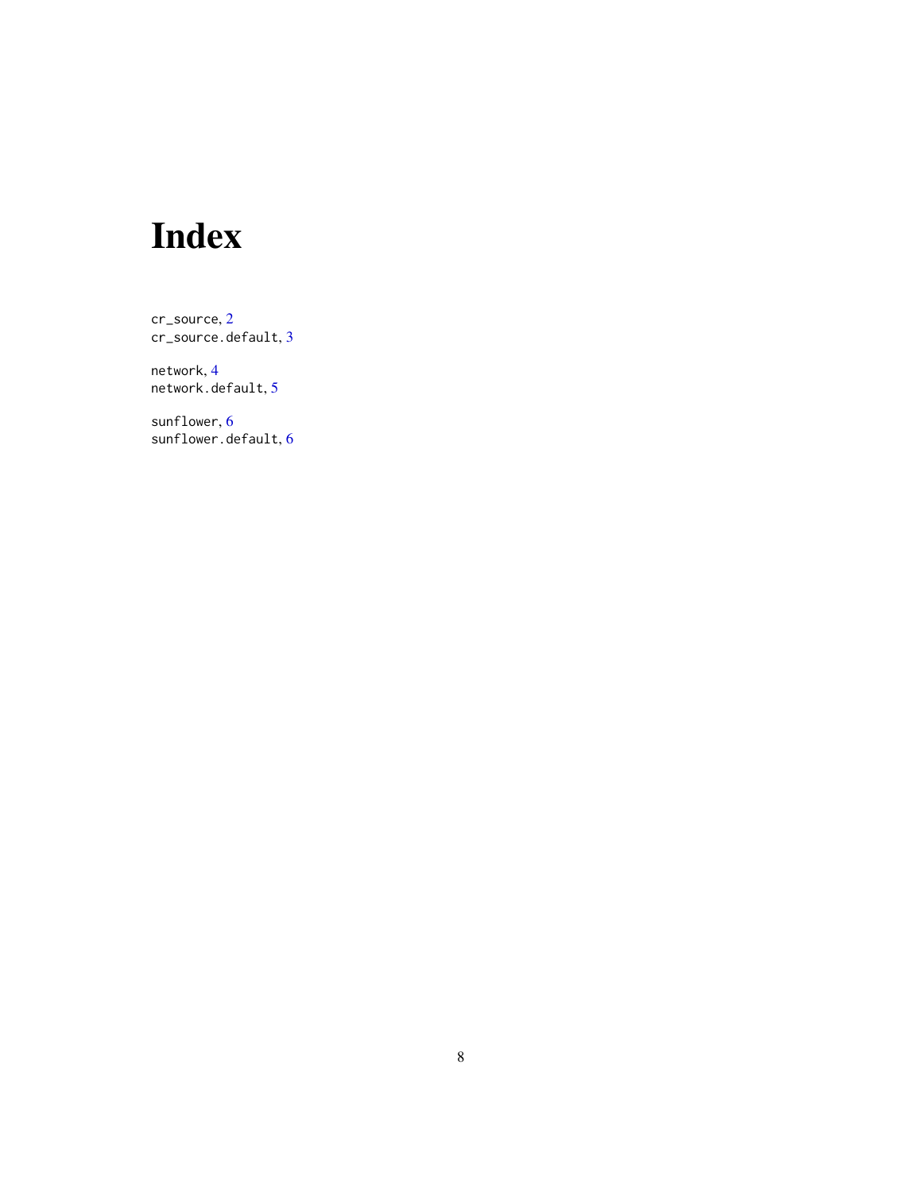# Index

cr_source, 2
cr_source.default, 3

network, 4
network.default, 5

sunflower, 6
sunflower.default, 6